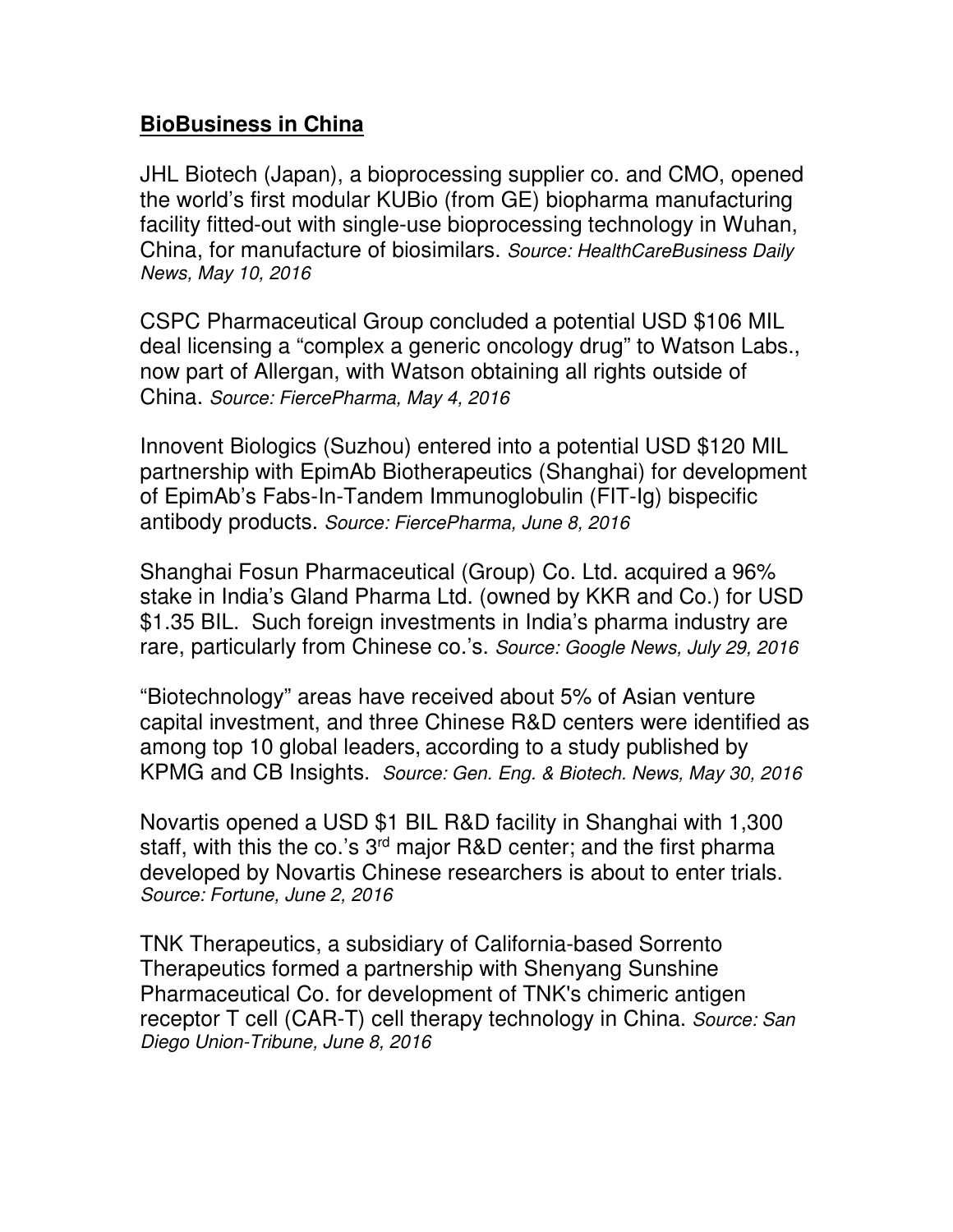**BioBusiness in China**

JHL Biotech (Japan), a bioprocessing supplier co. and CMO, opened the world's first modular KUBio (from GE) biopharma manufacturing facility fitted-out with single-use bioprocessing technology in Wuhan, China, for manufacture of biosimilars. *Source: HealthCareBusiness Daily News, May 10, 2016*

CSPC Pharmaceutical Group concluded a potential USD $106 MIL deal licensing a "complex a generic oncology drug" to Watson Labs., now part of Allergan, with Watson obtaining all rights outside of China. *Source: FiercePharma, May 4, 2016*

Innovent Biologics (Suzhou) entered into a potential USD $120 MIL partnership with EpimAb Biotherapeutics (Shanghai) for development of EpimAb's Fabs-In-Tandem Immunoglobulin (FIT-Ig) bispecific antibody products. *Source: FiercePharma, June 8, 2016*

Shanghai Fosun Pharmaceutical (Group) Co. Ltd. acquired a 96% stake in India's Gland Pharma Ltd. (owned by KKR and Co.) for USD $1.35 BIL. Such foreign investments in India's pharma industry are rare, particularly from Chinese co.'s. *Source: Google News, July 29, 2016*

"Biotechnology" areas have received about 5% of Asian venture capital investment, and three Chinese R&D centers were identified as among top 10 global leaders, according to a study published by KPMG and CB Insights. *Source: Gen. Eng. & Biotech. News, May 30, 2016*

Novartis opened a USD $1 BIL R&D facility in Shanghai with 1,300 staff, with this the co.'s 3rd major R&D center; and the first pharma developed by Novartis Chinese researchers is about to enter trials. *Source: Fortune, June 2, 2016*

TNK Therapeutics, a subsidiary of California-based Sorrento Therapeutics formed a partnership with Shenyang Sunshine Pharmaceutical Co. for development of TNK's chimeric antigen receptor T cell (CAR-T) cell therapy technology in China. *Source: San Diego Union-Tribune, June 8, 2016*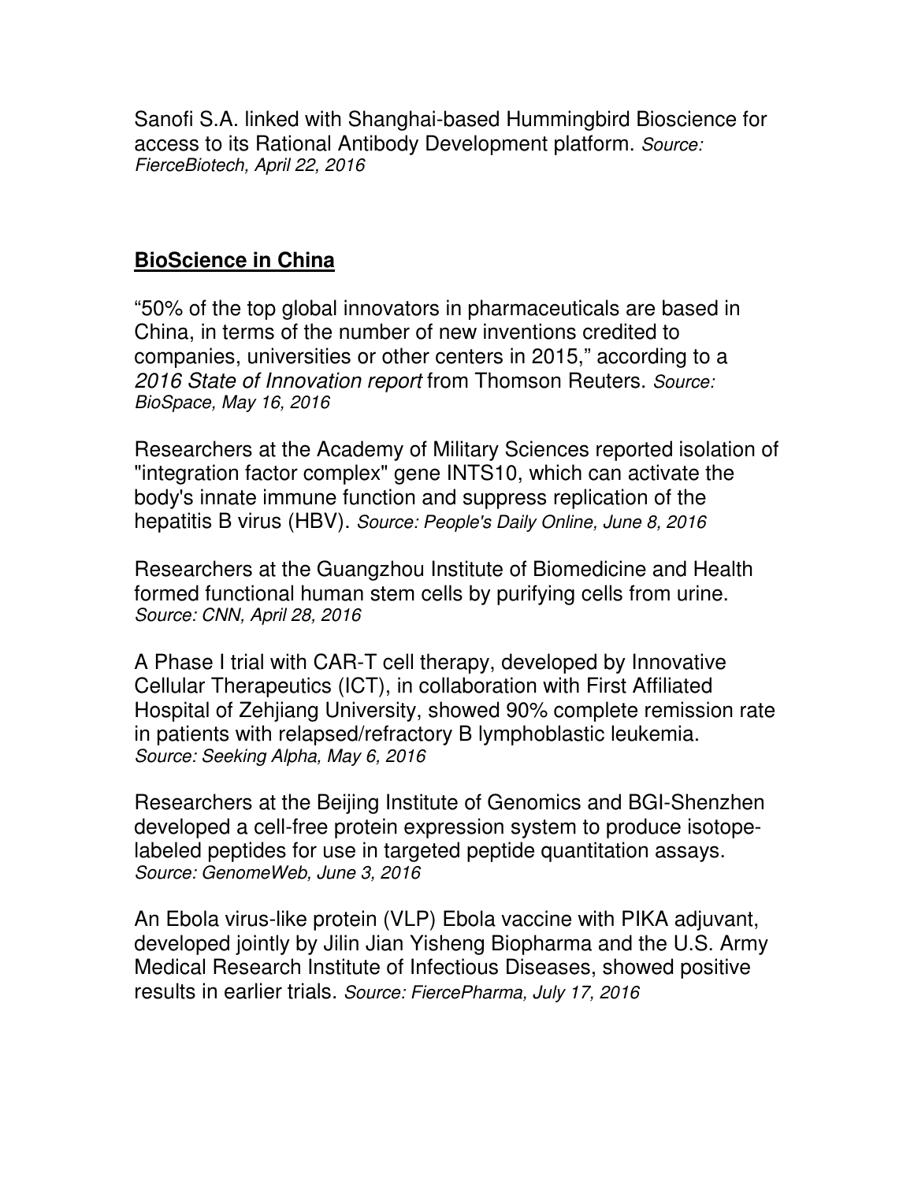Sanofi S.A. linked with Shanghai-based Hummingbird Bioscience for access to its Rational Antibody Development platform. *Source: FierceBiotech, April 22, 2016*

## **BioScience in China**

"50% of the top global innovators in pharmaceuticals are based in China, in terms of the number of new inventions credited to companies, universities or other centers in 2015," according to a *2016 State of Innovation report* from Thomson Reuters. *Source: BioSpace, May 16, 2016*

Researchers at the Academy of Military Sciences reported isolation of "integration factor complex" gene INTS10, which can activate the body's innate immune function and suppress replication of the hepatitis B virus (HBV). *Source: People's Daily Online, June 8, 2016*

Researchers at the Guangzhou Institute of Biomedicine and Health formed functional human stem cells by purifying cells from urine. *Source: CNN, April 28, 2016*

A Phase I trial with CAR-T cell therapy, developed by Innovative Cellular Therapeutics (ICT), in collaboration with First Affiliated Hospital of Zehjiang University, showed 90% complete remission rate in patients with relapsed/refractory B lymphoblastic leukemia. *Source: Seeking Alpha, May 6, 2016*

Researchers at the Beijing Institute of Genomics and BGI-Shenzhen developed a cell-free protein expression system to produce isotope-labeled peptides for use in targeted peptide quantitation assays. *Source: GenomeWeb, June 3, 2016*

An Ebola virus-like protein (VLP) Ebola vaccine with PIKA adjuvant, developed jointly by Jilin Jian Yisheng Biopharma and the U.S. Army Medical Research Institute of Infectious Diseases, showed positive results in earlier trials. *Source: FiercePharma, July 17, 2016*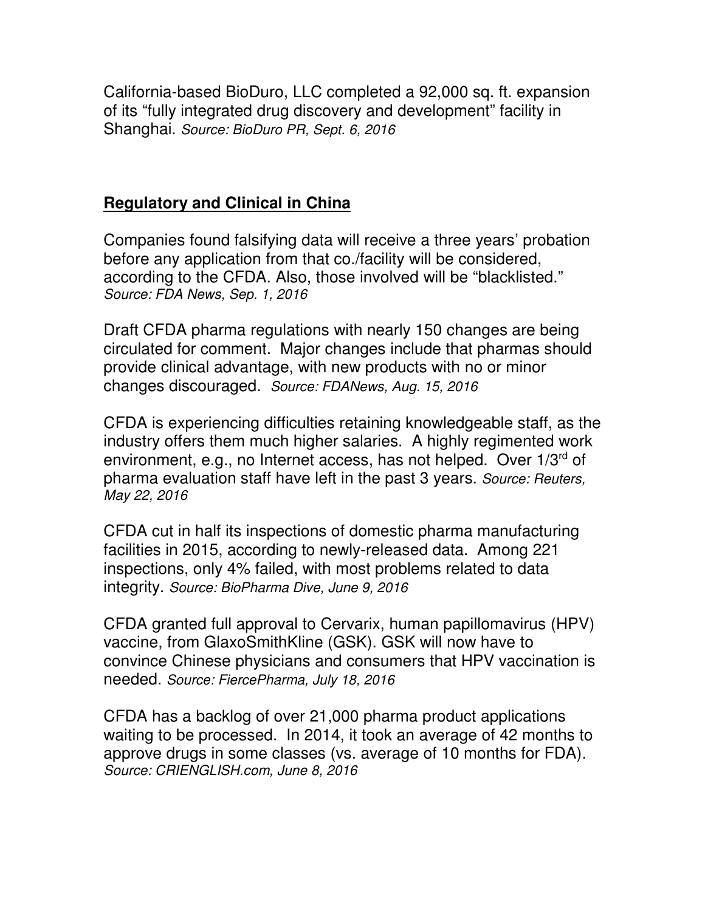California-based BioDuro, LLC completed a 92,000 sq. ft. expansion of its "fully integrated drug discovery and development" facility in Shanghai. *Source: BioDuro PR, Sept. 6, 2016*

## **Regulatory and Clinical in China**

Companies found falsifying data will receive a three years' probation before any application from that co./facility will be considered, according to the CFDA. Also, those involved will be "blacklisted." *Source: FDA News, Sep. 1, 2016*

Draft CFDA pharma regulations with nearly 150 changes are being circulated for comment. Major changes include that pharmas should provide clinical advantage, with new products with no or minor changes discouraged. *Source: FDANews, Aug. 15, 2016*

CFDA is experiencing difficulties retaining knowledgeable staff, as the industry offers them much higher salaries. A highly regimented work environment, e.g., no Internet access, has not helped. Over 1/3rd of pharma evaluation staff have left in the past 3 years. *Source: Reuters, May 22, 2016*

CFDA cut in half its inspections of domestic pharma manufacturing facilities in 2015, according to newly-released data. Among 221 inspections, only 4% failed, with most problems related to data integrity. *Source: BioPharma Dive, June 9, 2016*

CFDA granted full approval to Cervarix, human papillomavirus (HPV) vaccine, from GlaxoSmithKline (GSK). GSK will now have to convince Chinese physicians and consumers that HPV vaccination is needed. *Source: FiercePharma, July 18, 2016*

CFDA has a backlog of over 21,000 pharma product applications waiting to be processed. In 2014, it took an average of 42 months to approve drugs in some classes (vs. average of 10 months for FDA). *Source: CRIENGLISH.com, June 8, 2016*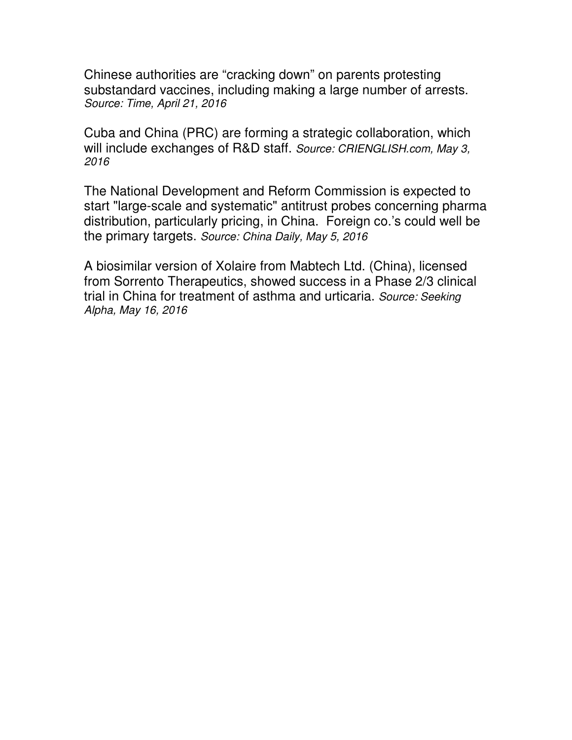Chinese authorities are “cracking down” on parents protesting substandard vaccines, including making a large number of arrests. *Source: Time, April 21, 2016*

Cuba and China (PRC) are forming a strategic collaboration, which will include exchanges of R&D staff. *Source: CRIENGLISH.com, May 3, 2016*

The National Development and Reform Commission is expected to start "large-scale and systematic" antitrust probes concerning pharma distribution, particularly pricing, in China. Foreign co.’s could well be the primary targets. *Source: China Daily, May 5, 2016*

A biosimilar version of Xolaire from Mabtech Ltd. (China), licensed from Sorrento Therapeutics, showed success in a Phase 2/3 clinical trial in China for treatment of asthma and urticaria. *Source: Seeking Alpha, May 16, 2016*